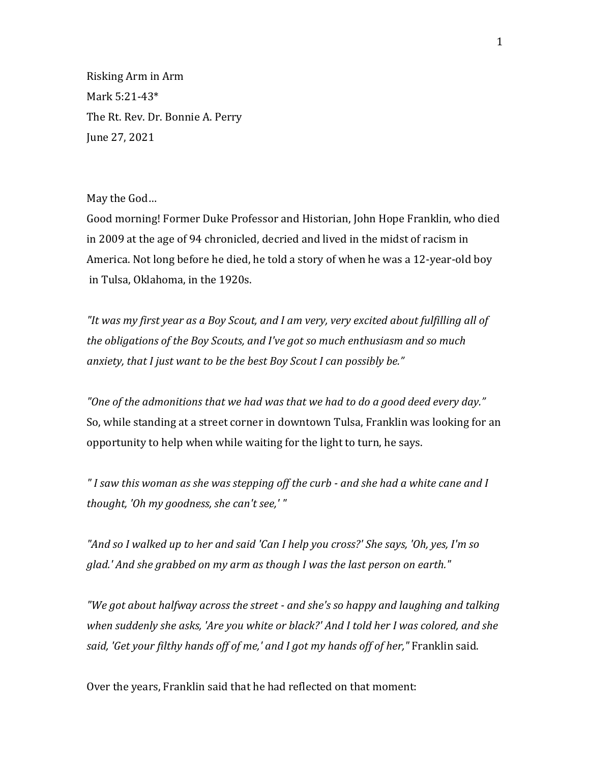Risking Arm in Arm
Mark 5:21-43*
The Rt. Rev. Dr. Bonnie A. Perry
June 27, 2021

May the God…

Good morning! Former Duke Professor and Historian, John Hope Franklin, who died in 2009 at the age of 94 chronicled, decried and lived in the midst of racism in America. Not long before he died, he told a story of when he was a 12-year-old boy in Tulsa, Oklahoma, in the 1920s.

*"It was my first year as a Boy Scout, and I am very, very excited about fulfilling all of the obligations of the Boy Scouts, and I've got so much enthusiasm and so much anxiety, that I just want to be the best Boy Scout I can possibly be."*

*"One of the admonitions that we had was that we had to do a good deed every day."* So, while standing at a street corner in downtown Tulsa, Franklin was looking for an opportunity to help when while waiting for the light to turn, he says.

*" I saw this woman as she was stepping off the curb - and she had a white cane and I thought, 'Oh my goodness, she can't see,' "*

*"And so I walked up to her and said 'Can I help you cross?' She says, 'Oh, yes, I'm so glad.' And she grabbed on my arm as though I was the last person on earth."*

*"We got about halfway across the street - and she's so happy and laughing and talking when suddenly she asks, 'Are you white or black?' And I told her I was colored, and she said, 'Get your filthy hands off of me,' and I got my hands off of her,"* Franklin said.

Over the years, Franklin said that he had reflected on that moment: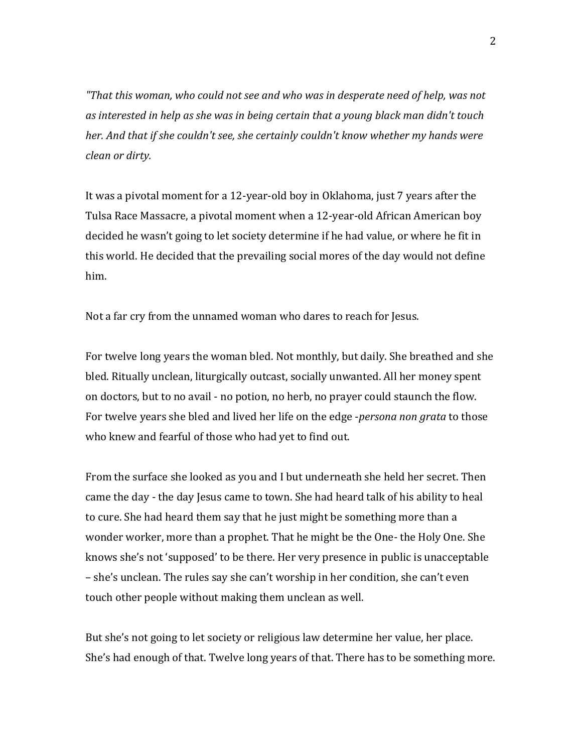*"That this woman, who could not see and who was in desperate need of help, was not as interested in help as she was in being certain that a young black man didn't touch her. And that if she couldn't see, she certainly couldn't know whether my hands were clean or dirty.*

It was a pivotal moment for a 12-year-old boy in Oklahoma, just 7 years after the Tulsa Race Massacre, a pivotal moment when a 12-year-old African American boy decided he wasn't going to let society determine if he had value, or where he fit in this world. He decided that the prevailing social mores of the day would not define him.

Not a far cry from the unnamed woman who dares to reach for Jesus.

For twelve long years the woman bled. Not monthly, but daily. She breathed and she bled. Ritually unclean, liturgically outcast, socially unwanted. All her money spent on doctors, but to no avail - no potion, no herb, no prayer could staunch the flow. For twelve years she bled and lived her life on the edge -*persona non grata* to those who knew and fearful of those who had yet to find out.

From the surface she looked as you and I but underneath she held her secret. Then came the day - the day Jesus came to town. She had heard talk of his ability to heal to cure. She had heard them say that he just might be something more than a wonder worker, more than a prophet. That he might be the One- the Holy One. She knows she's not 'supposed' to be there. Her very presence in public is unacceptable – she's unclean. The rules say she can't worship in her condition, she can't even touch other people without making them unclean as well.

But she's not going to let society or religious law determine her value, her place. She's had enough of that. Twelve long years of that. There has to be something more.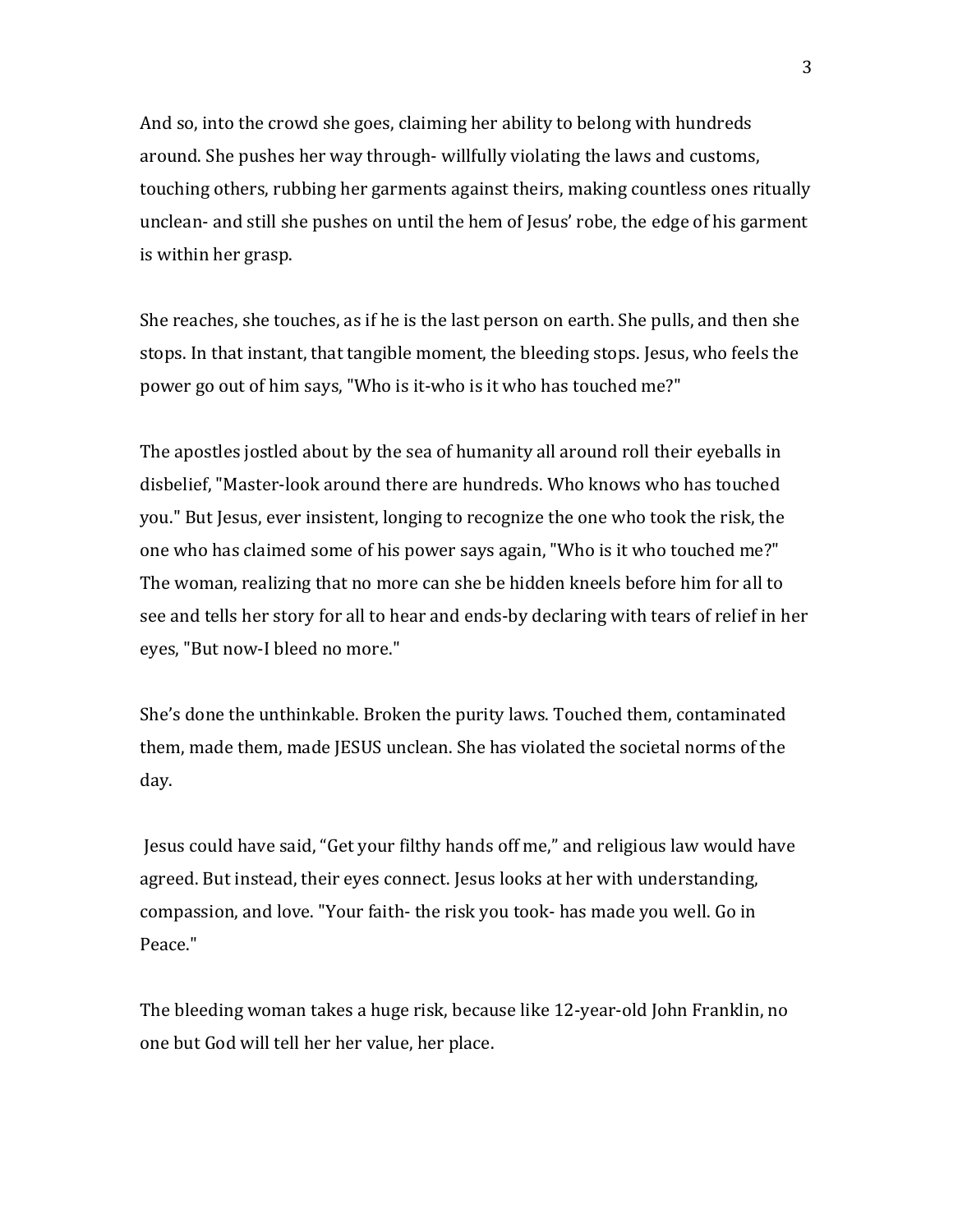And so, into the crowd she goes, claiming her ability to belong with hundreds around. She pushes her way through- willfully violating the laws and customs, touching others, rubbing her garments against theirs, making countless ones ritually unclean- and still she pushes on until the hem of Jesus' robe, the edge of his garment is within her grasp.

She reaches, she touches, as if he is the last person on earth. She pulls, and then she stops. In that instant, that tangible moment, the bleeding stops. Jesus, who feels the power go out of him says, "Who is it-who is it who has touched me?"

The apostles jostled about by the sea of humanity all around roll their eyeballs in disbelief, "Master-look around there are hundreds. Who knows who has touched you." But Jesus, ever insistent, longing to recognize the one who took the risk, the one who has claimed some of his power says again, "Who is it who touched me?" The woman, realizing that no more can she be hidden kneels before him for all to see and tells her story for all to hear and ends-by declaring with tears of relief in her eyes, "But now-I bleed no more."

She's done the unthinkable. Broken the purity laws. Touched them, contaminated them, made them, made JESUS unclean. She has violated the societal norms of the day.

Jesus could have said, "Get your filthy hands off me," and religious law would have agreed. But instead, their eyes connect. Jesus looks at her with understanding, compassion, and love. "Your faith- the risk you took- has made you well. Go in Peace."

The bleeding woman takes a huge risk, because like 12-year-old John Franklin, no one but God will tell her her value, her place.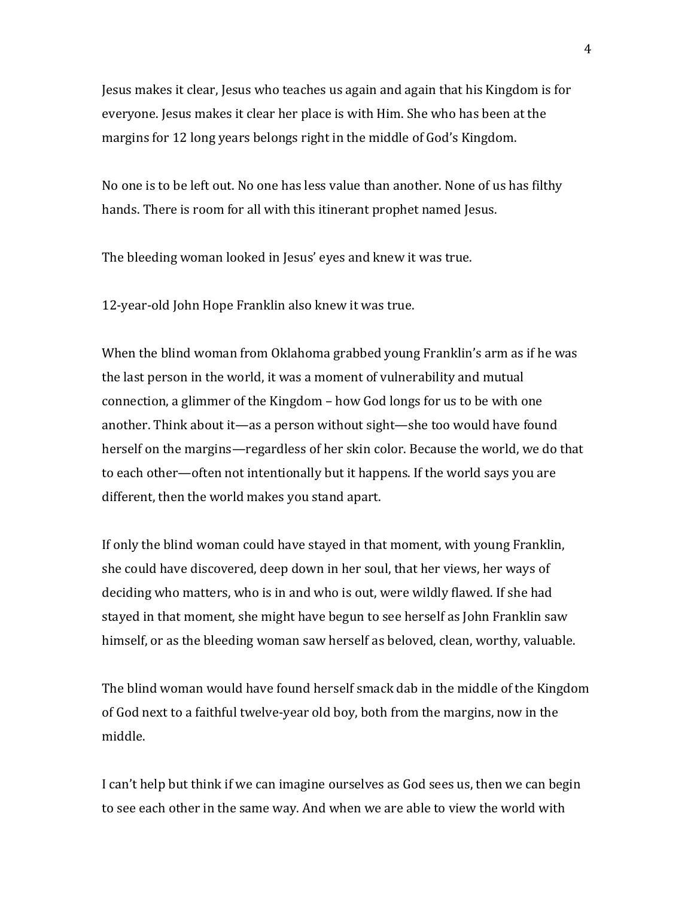Jesus makes it clear, Jesus who teaches us again and again that his Kingdom is for everyone. Jesus makes it clear her place is with Him. She who has been at the margins for 12 long years belongs right in the middle of God's Kingdom.

No one is to be left out. No one has less value than another. None of us has filthy hands. There is room for all with this itinerant prophet named Jesus.

The bleeding woman looked in Jesus' eyes and knew it was true.

12-year-old John Hope Franklin also knew it was true.

When the blind woman from Oklahoma grabbed young Franklin's arm as if he was the last person in the world, it was a moment of vulnerability and mutual connection, a glimmer of the Kingdom – how God longs for us to be with one another. Think about it—as a person without sight—she too would have found herself on the margins—regardless of her skin color. Because the world, we do that to each other—often not intentionally but it happens. If the world says you are different, then the world makes you stand apart.

If only the blind woman could have stayed in that moment, with young Franklin, she could have discovered, deep down in her soul, that her views, her ways of deciding who matters, who is in and who is out, were wildly flawed. If she had stayed in that moment, she might have begun to see herself as John Franklin saw himself, or as the bleeding woman saw herself as beloved, clean, worthy, valuable.

The blind woman would have found herself smack dab in the middle of the Kingdom of God next to a faithful twelve-year old boy, both from the margins, now in the middle.

I can't help but think if we can imagine ourselves as God sees us, then we can begin to see each other in the same way. And when we are able to view the world with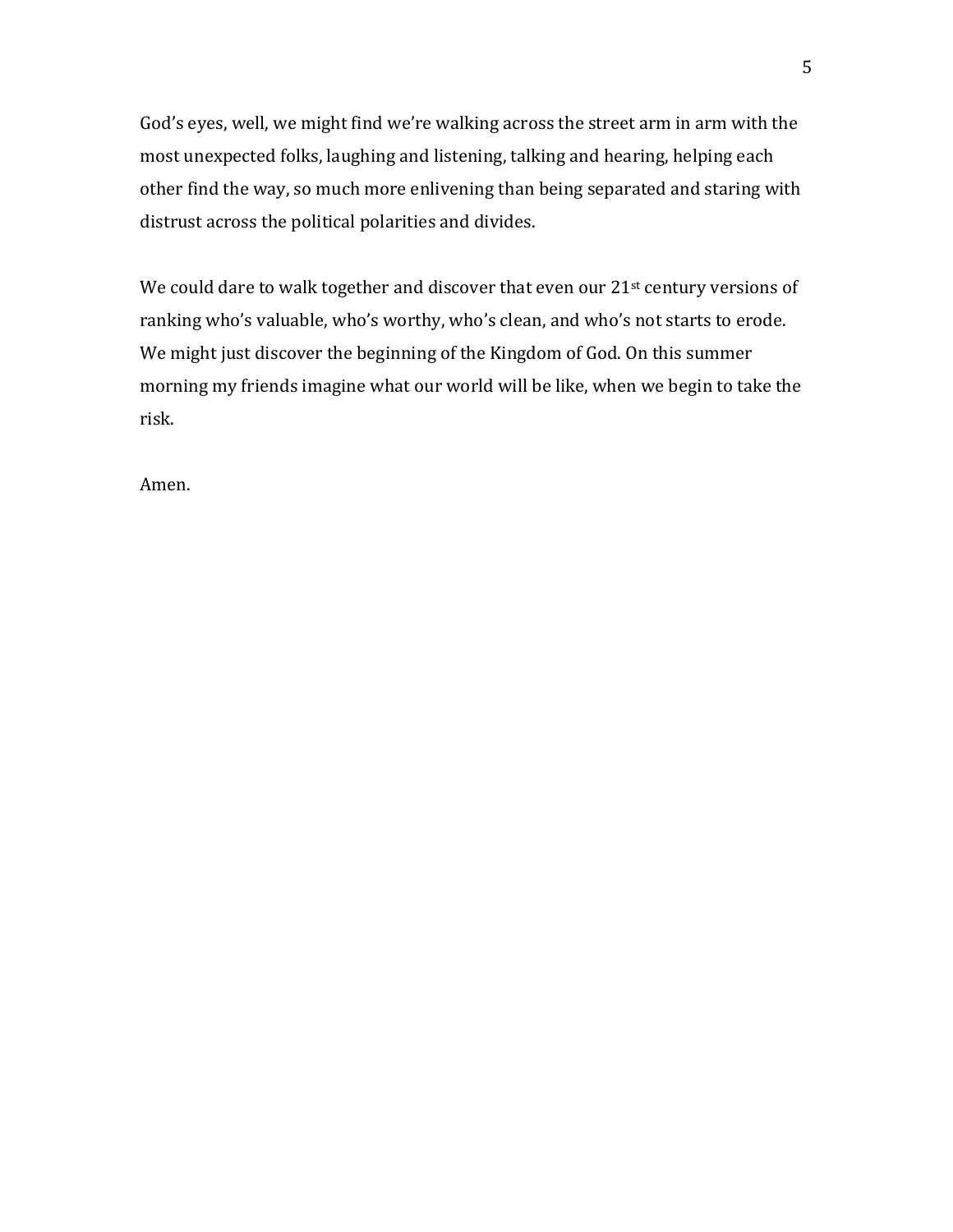God's eyes, well, we might find we're walking across the street arm in arm with the most unexpected folks, laughing and listening, talking and hearing, helping each other find the way, so much more enlivening than being separated and staring with distrust across the political polarities and divides.

We could dare to walk together and discover that even our 21st century versions of ranking who's valuable, who's worthy, who's clean, and who's not starts to erode. We might just discover the beginning of the Kingdom of God. On this summer morning my friends imagine what our world will be like, when we begin to take the risk.

Amen.